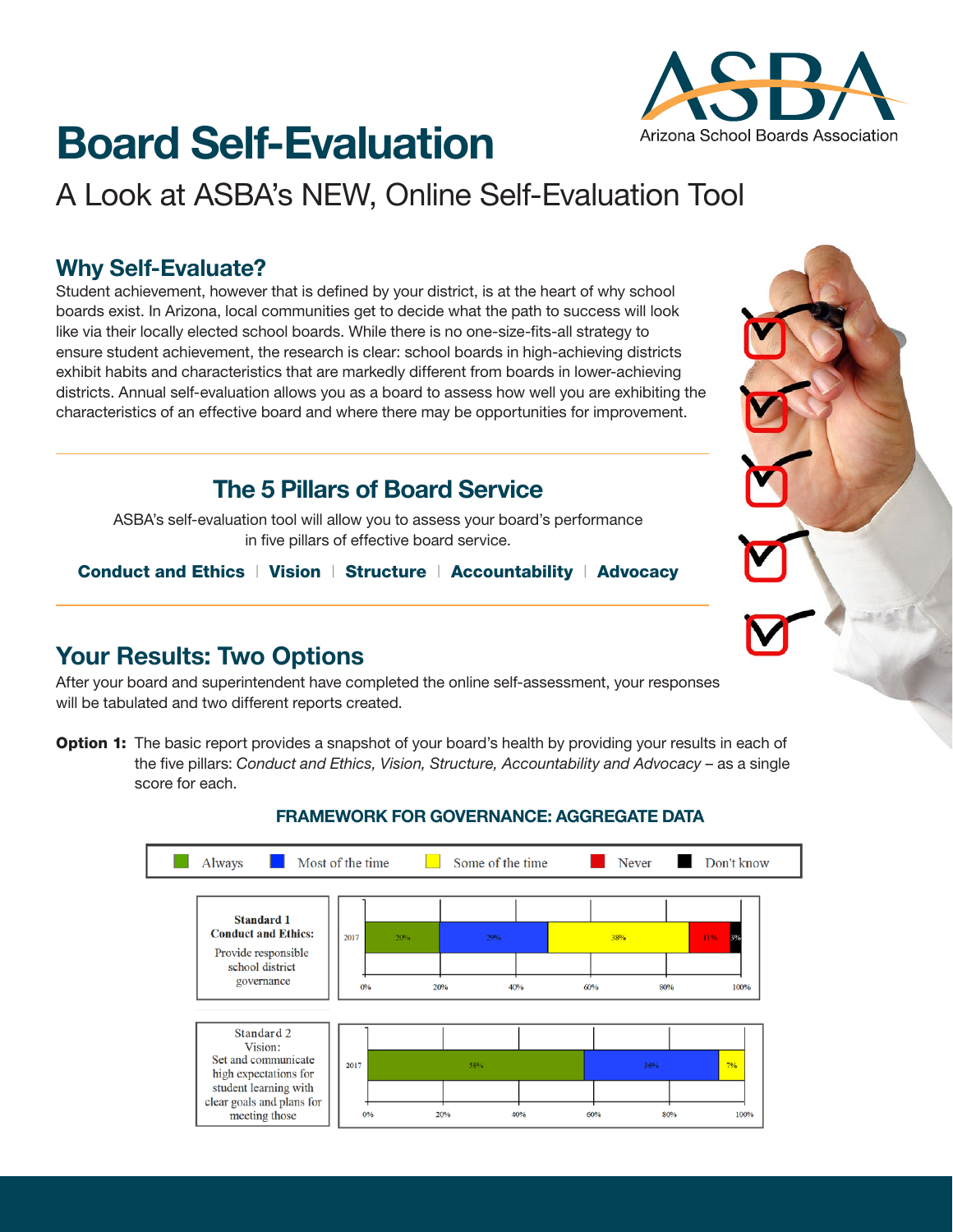# Board Self-Evaluation

## A Look at ASBA's NEW, Online Self-Evaluation Tool

## Why Self-Evaluate?

Student achievement, however that is defined by your district, is at the heart of why school boards exist. In Arizona, local communities get to decide what the path to success will look like via their locally elected school boards. While there is no one-size-fits-all strategy to ensure student achievement, the research is clear: school boards in high-achieving districts exhibit habits and characteristics that are markedly different from boards in lower-achieving districts. Annual self-evaluation allows you as a board to assess how well you are exhibiting the characteristics of an effective board and where there may be opportunities for improvement.

## The 5 Pillars of Board Service

ASBA's self-evaluation tool will allow you to assess your board's performance in five pillars of effective board service.

**Conduct and Ethics** | **Vision** | **Structure** | **Accountability** | **Advocacy**

## Your Results: Two Options

After your board and superintendent have completed the online self-assessment, your responses will be tabulated and two different reports created.

**Option 1:** The basic report provides a snapshot of your board's health by providing your results in each of the five pillars: *Conduct and Ethics, Vision, Structure, Accountability and Advocacy* – as a single score for each.

### FRAMEWORK FOR GOVERNANCE: AGGREGATE DATA

| Standard | Year | Always | Most of the time | Some of the time | Never | Don't know |
|---|---|---|---|---|---|---|
| **Standard 1 Conduct and Ethics:** Provide responsible school district governance | 2017 | 20% | 29% | 38% | 11% | 3% |
| Standard 2 Vision: Set and communicate high expectations for student learning with clear goals and plans for meeting those | 2017 | 58% | 36% | 7% | | |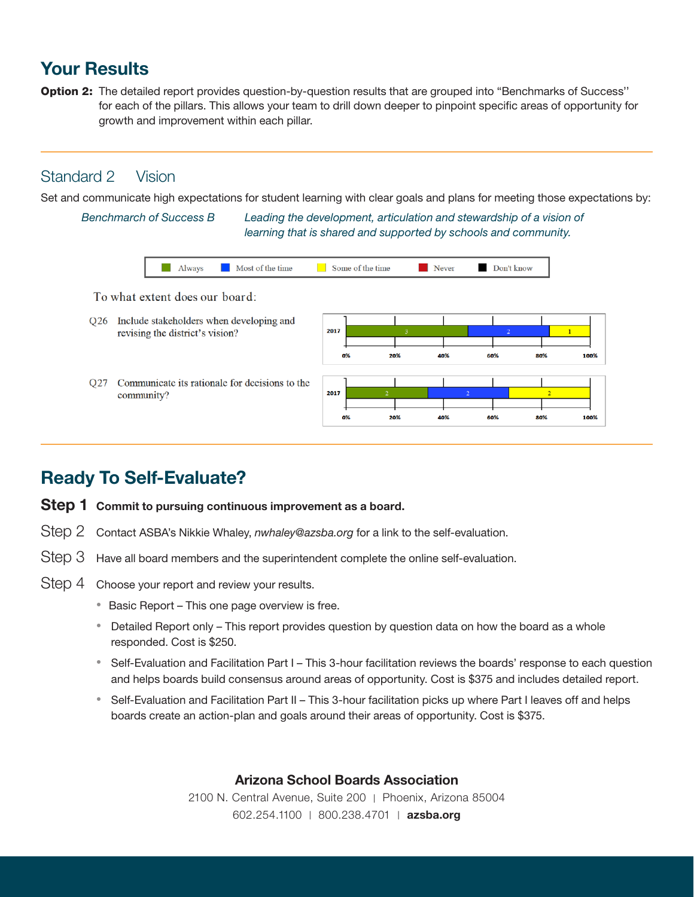## Your Results

**Option 2:** The detailed report provides question-by-question results that are grouped into "Benchmarks of Success" for each of the pillars. This allows your team to drill down deeper to pinpoint specific areas of opportunity for growth and improvement within each pillar.

---

Standard 2 Vision

Set and communicate high expectations for student learning with clear goals and plans for meeting those expectations by:

*Benchmarch of Success B* *Leading the development, articulation and stewardship of a vision of learning that is shared and supported by schools and community.*

Always Most of the time Some of the time Never Don't know

To what extent does our board:

Q26 Include stakeholders when developing and revising the district's vision?

2017
3
2
1
0% 20% 40% 60% 80% 100%

Q27 Communicate its rationale for decisions to the community?

2017
2
2
2
0% 20% 40% 60% 80% 100%

---

## Ready To Self-Evaluate?

**Step 1 Commit to pursuing continuous improvement as a board.**

Step 2 Contact ASBA's Nikkie Whaley, *nwhaley@azsba.org* for a link to the self-evaluation.

Step 3 Have all board members and the superintendent complete the online self-evaluation.

Step 4 Choose your report and review your results.

- Basic Report – This one page overview is free.
- Detailed Report only – This report provides question by question data on how the board as a whole responded. Cost is $250.
- Self-Evaluation and Facilitation Part I – This 3-hour facilitation reviews the boards' response to each question and helps boards build consensus around areas of opportunity. Cost is $375 and includes detailed report.
- Self-Evaluation and Facilitation Part II – This 3-hour facilitation picks up where Part I leaves off and helps boards create an action-plan and goals around their areas of opportunity. Cost is $375.

**Arizona School Boards Association**
2100 N. Central Avenue, Suite 200 | Phoenix, Arizona 85004
602.254.1100 | 800.238.4701 | **azsba.org**